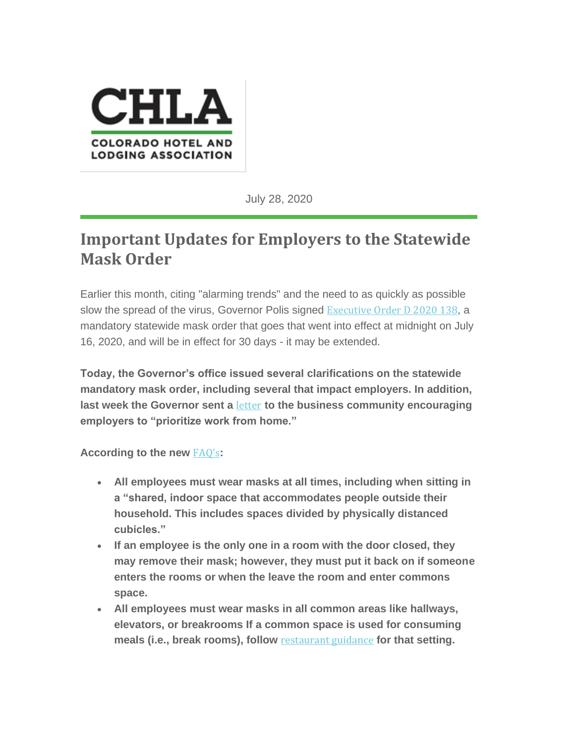**CHLA**

**COLORADO HOTEL AND LODGING ASSOCIATION**

July 28, 2020

# Important Updates for Employers to the Statewide Mask Order

Earlier this month, citing "alarming trends" and the need to as quickly as possible slow the spread of the virus, Governor Polis signed Executive Order D 2020 138, a mandatory statewide mask order that goes that went into effect at midnight on July 16, 2020, and will be in effect for 30 days - it may be extended.

**Today, the Governor's office issued several clarifications on the statewide mandatory mask order, including several that impact employers. In addition, last week the Governor sent a letter to the business community encouraging employers to "prioritize work from home."**

**According to the new FAQ's:**

- **All employees must wear masks at all times, including when sitting in a "shared, indoor space that accommodates people outside their household. This includes spaces divided by physically distanced cubicles."**
- **If an employee is the only one in a room with the door closed, they may remove their mask; however, they must put it back on if someone enters the rooms or when the leave the room and enter commons space.**
- **All employees must wear masks in all common areas like hallways, elevators, or breakrooms If a common space is used for consuming meals (i.e., break rooms), follow restaurant guidance for that setting.**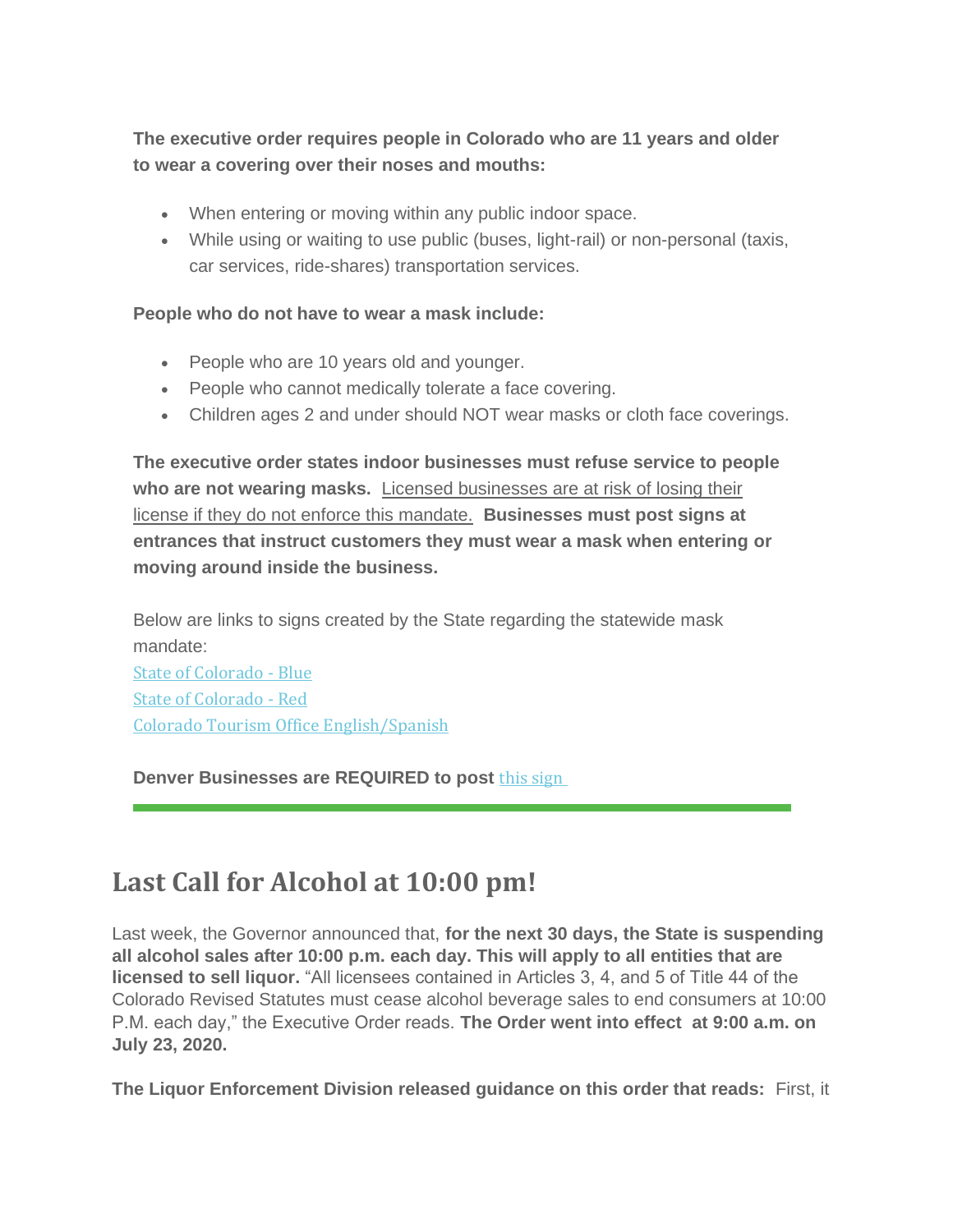**The executive order requires people in Colorado who are 11 years and older to wear a covering over their noses and mouths:**

- When entering or moving within any public indoor space.
- While using or waiting to use public (buses, light-rail) or non-personal (taxis, car services, ride-shares) transportation services.

**People who do not have to wear a mask include:**

- People who are 10 years old and younger.
- People who cannot medically tolerate a face covering.
- Children ages 2 and under should NOT wear masks or cloth face coverings.

**The executive order states indoor businesses must refuse service to people who are not wearing masks.** Licensed businesses are at risk of losing their license if they do not enforce this mandate. **Businesses must post signs at entrances that instruct customers they must wear a mask when entering or moving around inside the business.**

Below are links to signs created by the State regarding the statewide mask mandate:
State of Colorado - Blue
State of Colorado - Red
Colorado Tourism Office English/Spanish

**Denver Businesses are REQUIRED to post** this sign

---

## Last Call for Alcohol at 10:00 pm!

Last week, the Governor announced that, **for the next 30 days, the State is suspending all alcohol sales after 10:00 p.m. each day. This will apply to all entities that are licensed to sell liquor.** "All licensees contained in Articles 3, 4, and 5 of Title 44 of the Colorado Revised Statutes must cease alcohol beverage sales to end consumers at 10:00 P.M. each day," the Executive Order reads. **The Order went into effect at 9:00 a.m. on July 23, 2020.**

**The Liquor Enforcement Division released guidance on this order that reads:** First, it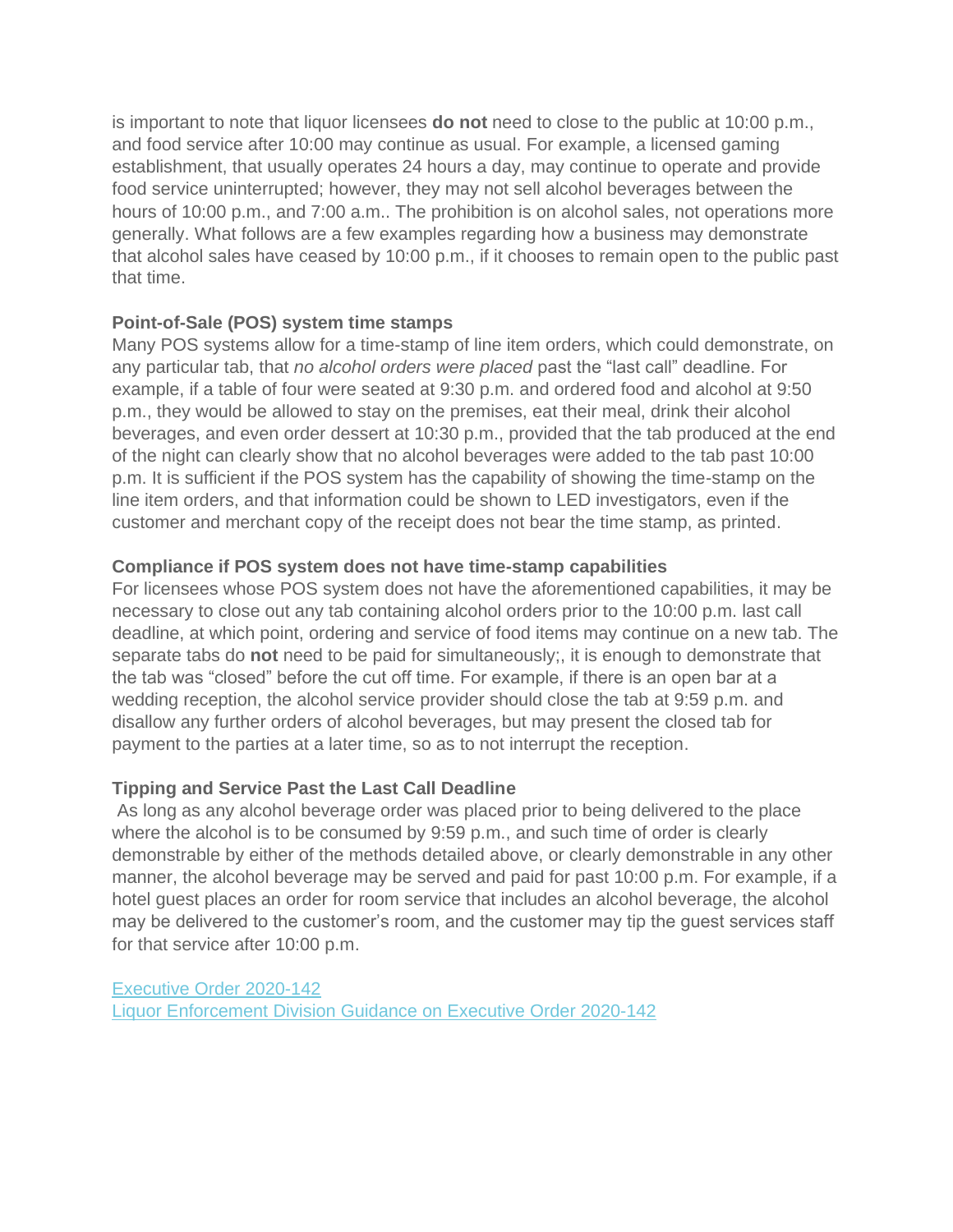is important to note that liquor licensees **do not** need to close to the public at 10:00 p.m., and food service after 10:00 may continue as usual. For example, a licensed gaming establishment, that usually operates 24 hours a day, may continue to operate and provide food service uninterrupted; however, they may not sell alcohol beverages between the hours of 10:00 p.m., and 7:00 a.m.. The prohibition is on alcohol sales, not operations more generally. What follows are a few examples regarding how a business may demonstrate that alcohol sales have ceased by 10:00 p.m., if it chooses to remain open to the public past that time.

**Point-of-Sale (POS) system time stamps**

Many POS systems allow for a time-stamp of line item orders, which could demonstrate, on any particular tab, that *no alcohol orders were placed* past the "last call" deadline. For example, if a table of four were seated at 9:30 p.m. and ordered food and alcohol at 9:50 p.m., they would be allowed to stay on the premises, eat their meal, drink their alcohol beverages, and even order dessert at 10:30 p.m., provided that the tab produced at the end of the night can clearly show that no alcohol beverages were added to the tab past 10:00 p.m. It is sufficient if the POS system has the capability of showing the time-stamp on the line item orders, and that information could be shown to LED investigators, even if the customer and merchant copy of the receipt does not bear the time stamp, as printed.

**Compliance if POS system does not have time-stamp capabilities**

For licensees whose POS system does not have the aforementioned capabilities, it may be necessary to close out any tab containing alcohol orders prior to the 10:00 p.m. last call deadline, at which point, ordering and service of food items may continue on a new tab. The separate tabs do **not** need to be paid for simultaneously;, it is enough to demonstrate that the tab was "closed" before the cut off time. For example, if there is an open bar at a wedding reception, the alcohol service provider should close the tab at 9:59 p.m. and disallow any further orders of alcohol beverages, but may present the closed tab for payment to the parties at a later time, so as to not interrupt the reception.

**Tipping and Service Past the Last Call Deadline**

As long as any alcohol beverage order was placed prior to being delivered to the place where the alcohol is to be consumed by 9:59 p.m., and such time of order is clearly demonstrable by either of the methods detailed above, or clearly demonstrable in any other manner, the alcohol beverage may be served and paid for past 10:00 p.m. For example, if a hotel guest places an order for room service that includes an alcohol beverage, the alcohol may be delivered to the customer's room, and the customer may tip the guest services staff for that service after 10:00 p.m.

Executive Order 2020-142
Liquor Enforcement Division Guidance on Executive Order 2020-142